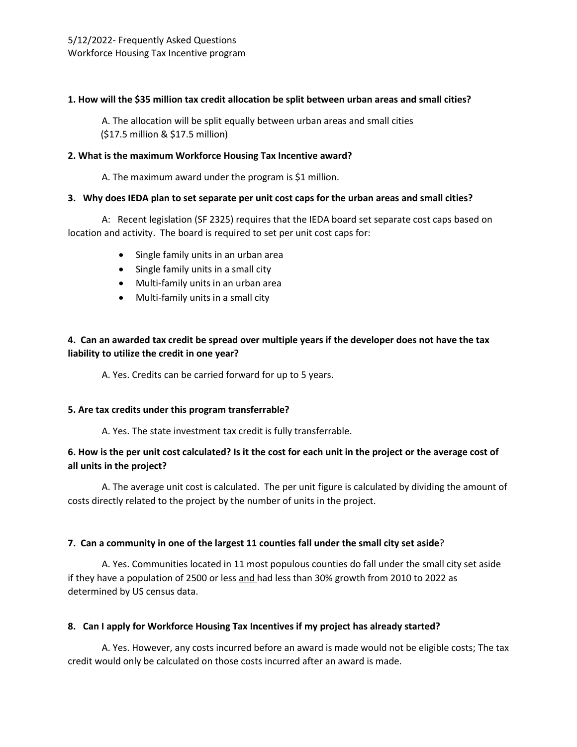5/12/2022- Frequently Asked Questions
Workforce Housing Tax Incentive program

**1. How will the $35 million tax credit allocation be split between urban areas and small cities?**

A. The allocation will be split equally between urban areas and small cities ($17.5 million & $17.5 million)

**2. What is the maximum Workforce Housing Tax Incentive award?**

A. The maximum award under the program is $1 million.

**3. Why does IEDA plan to set separate per unit cost caps for the urban areas and small cities?**

A: Recent legislation (SF 2325) requires that the IEDA board set separate cost caps based on location and activity. The board is required to set per unit cost caps for:

- Single family units in an urban area
- Single family units in a small city
- Multi-family units in an urban area
- Multi-family units in a small city

**4. Can an awarded tax credit be spread over multiple years if the developer does not have the tax liability to utilize the credit in one year?**

A. Yes. Credits can be carried forward for up to 5 years.

**5. Are tax credits under this program transferrable?**

A. Yes. The state investment tax credit is fully transferrable.

**6. How is the per unit cost calculated? Is it the cost for each unit in the project or the average cost of all units in the project?**

A. The average unit cost is calculated. The per unit figure is calculated by dividing the amount of costs directly related to the project by the number of units in the project.

**7. Can a community in one of the largest 11 counties fall under the small city set aside**?

A. Yes. Communities located in 11 most populous counties do fall under the small city set aside if they have a population of 2500 or less <u>and</u> had less than 30% growth from 2010 to 2022 as determined by US census data.

**8. Can I apply for Workforce Housing Tax Incentives if my project has already started?**

A. Yes. However, any costs incurred before an award is made would not be eligible costs; The tax credit would only be calculated on those costs incurred after an award is made.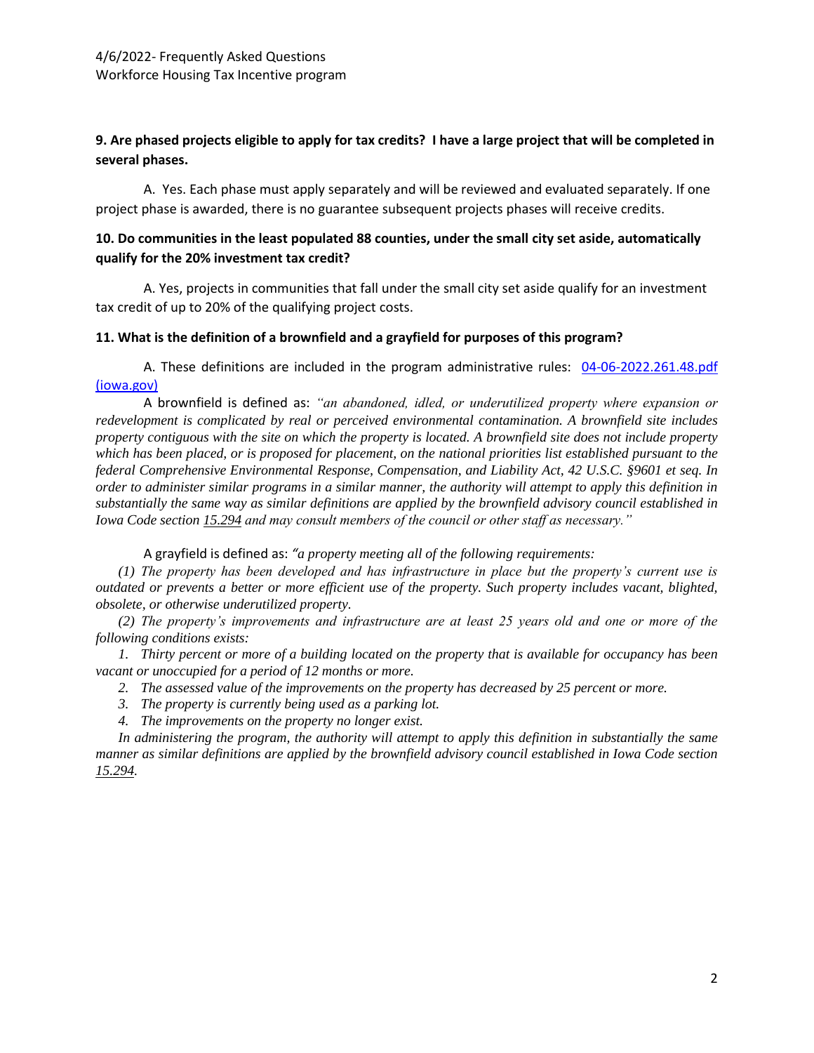**9. Are phased projects eligible to apply for tax credits? I have a large project that will be completed in several phases.**

A. Yes. Each phase must apply separately and will be reviewed and evaluated separately. If one project phase is awarded, there is no guarantee subsequent projects phases will receive credits.

**10. Do communities in the least populated 88 counties, under the small city set aside, automatically qualify for the 20% investment tax credit?**

A. Yes, projects in communities that fall under the small city set aside qualify for an investment tax credit of up to 20% of the qualifying project costs.

**11. What is the definition of a brownfield and a grayfield for purposes of this program?**

A. These definitions are included in the program administrative rules: [04-06-2022.261.48.pdf (iowa.gov)](04-06-2022.261.48.pdf)

A brownfield is defined as: *"an abandoned, idled, or underutilized property where expansion or redevelopment is complicated by real or perceived environmental contamination. A brownfield site includes property contiguous with the site on which the property is located. A brownfield site does not include property which has been placed, or is proposed for placement, on the national priorities list established pursuant to the federal Comprehensive Environmental Response, Compensation, and Liability Act, 42 U.S.C. §9601 et seq. In order to administer similar programs in a similar manner, the authority will attempt to apply this definition in substantially the same way as similar definitions are applied by the brownfield advisory council established in Iowa Code section 15.294 and may consult members of the council or other staff as necessary."*

A grayfield is defined as: *"a property meeting all of the following requirements:*

*(1) The property has been developed and has infrastructure in place but the property's current use is outdated or prevents a better or more efficient use of the property. Such property includes vacant, blighted, obsolete, or otherwise underutilized property.*

*(2) The property's improvements and infrastructure are at least 25 years old and one or more of the following conditions exists:*

*1. Thirty percent or more of a building located on the property that is available for occupancy has been vacant or unoccupied for a period of 12 months or more.*

*2. The assessed value of the improvements on the property has decreased by 25 percent or more.*

*3. The property is currently being used as a parking lot.*

*4. The improvements on the property no longer exist.*

*In administering the program, the authority will attempt to apply this definition in substantially the same manner as similar definitions are applied by the brownfield advisory council established in Iowa Code section 15.294.*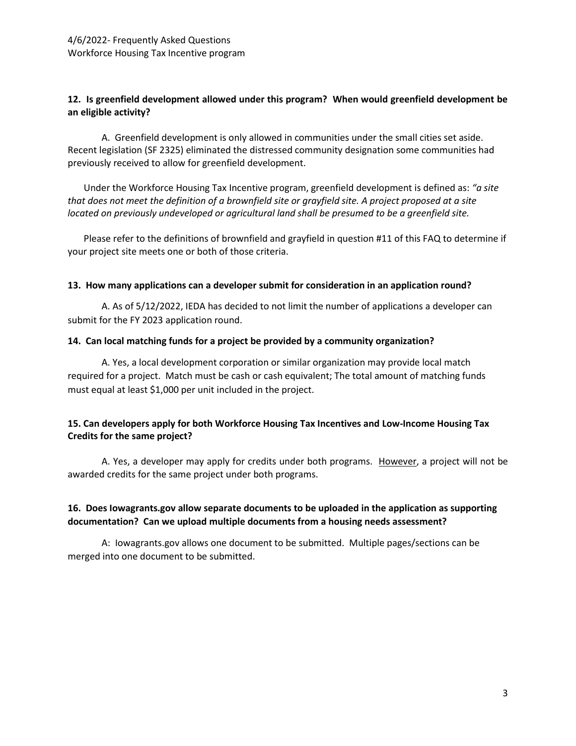**12. Is greenfield development allowed under this program? When would greenfield development be an eligible activity?**

A. Greenfield development is only allowed in communities under the small cities set aside. Recent legislation (SF 2325) eliminated the distressed community designation some communities had previously received to allow for greenfield development.

Under the Workforce Housing Tax Incentive program, greenfield development is defined as: *"a site that does not meet the definition of a brownfield site or grayfield site. A project proposed at a site located on previously undeveloped or agricultural land shall be presumed to be a greenfield site.*

Please refer to the definitions of brownfield and grayfield in question #11 of this FAQ to determine if your project site meets one or both of those criteria.

**13. How many applications can a developer submit for consideration in an application round?**

A. As of 5/12/2022, IEDA has decided to not limit the number of applications a developer can submit for the FY 2023 application round.

**14. Can local matching funds for a project be provided by a community organization?**

A. Yes, a local development corporation or similar organization may provide local match required for a project. Match must be cash or cash equivalent; The total amount of matching funds must equal at least $1,000 per unit included in the project.

**15. Can developers apply for both Workforce Housing Tax Incentives and Low-Income Housing Tax Credits for the same project?**

A. Yes, a developer may apply for credits under both programs. <u>However</u>, a project will not be awarded credits for the same project under both programs.

**16. Does Iowagrants.gov allow separate documents to be uploaded in the application as supporting documentation? Can we upload multiple documents from a housing needs assessment?**

A: Iowagrants.gov allows one document to be submitted. Multiple pages/sections can be merged into one document to be submitted.